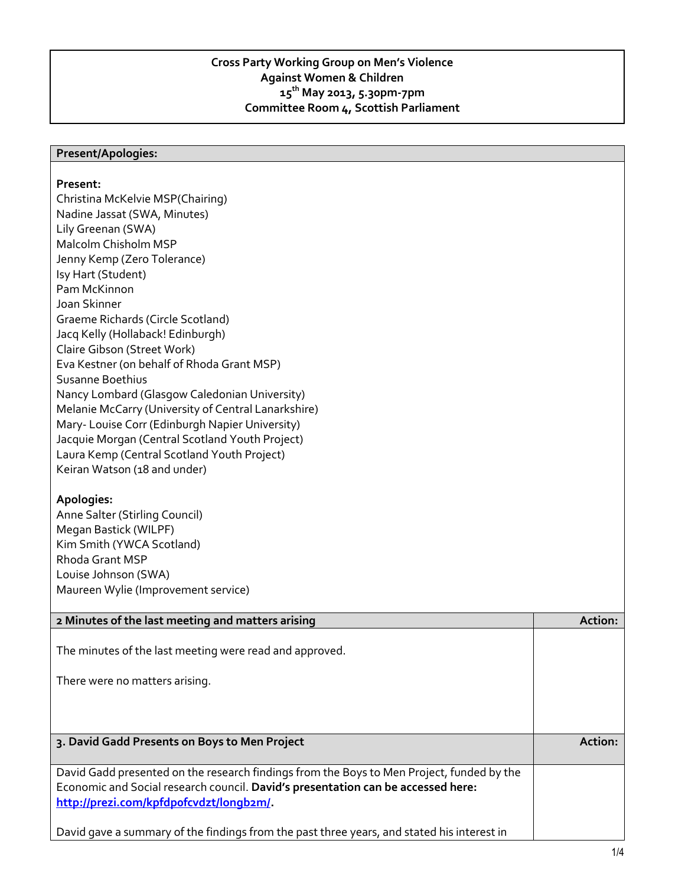**Cross Party Working Group on Men's Violence Against Women & Children**
**15th May 2013, 5.30pm-7pm**
**Committee Room 4, Scottish Parliament**

| Present/Apologies: |
|---|
| **Present:**<br>Christina McKelvie MSP(Chairing)<br>Nadine Jassat (SWA, Minutes)<br>Lily Greenan (SWA)<br>Malcolm Chisholm MSP<br>Jenny Kemp (Zero Tolerance)<br>Isy Hart (Student)<br>Pam McKinnon<br>Joan Skinner<br>Graeme Richards (Circle Scotland)<br>Jacq Kelly (Hollaback! Edinburgh)<br>Claire Gibson (Street Work)<br>Eva Kestner (on behalf of Rhoda Grant MSP)<br>Susanne Boethius<br>Nancy Lombard (Glasgow Caledonian University)<br>Melanie McCarry (University of Central Lanarkshire)<br>Mary- Louise Corr (Edinburgh Napier University)<br>Jacquie Morgan (Central Scotland Youth Project)<br>Laura Kemp (Central Scotland Youth Project)<br>Keiran Watson (18 and under)<br><br>**Apologies:**<br>Anne Salter (Stirling Council)<br>Megan Bastick (WILPF)<br>Kim Smith (YWCA Scotland)<br>Rhoda Grant MSP<br>Louise Johnson (SWA)<br>Maureen Wylie (Improvement service) |

| 2 Minutes of the last meeting and matters arising | Action: |
|---|---|
| The minutes of the last meeting were read and approved.<br><br>There were no matters arising. | |

| 3. David Gadd Presents on Boys to Men Project | Action: |
|---|---|
| David Gadd presented on the research findings from the Boys to Men Project, funded by the Economic and Social research council. **David's presentation can be accessed here: http://prezi.com/kpfdpofcvdzt/longb2m/.**<br><br>David gave a summary of the findings from the past three years, and stated his interest in | |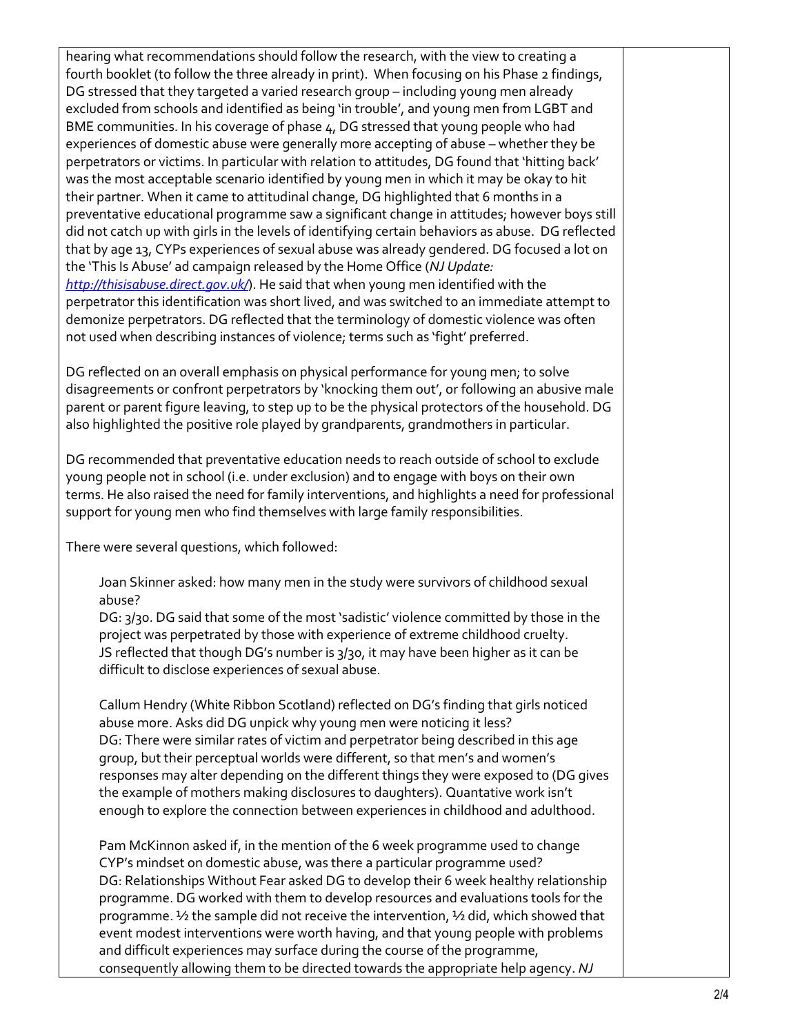hearing what recommendations should follow the research, with the view to creating a fourth booklet (to follow the three already in print). When focusing on his Phase 2 findings, DG stressed that they targeted a varied research group – including young men already excluded from schools and identified as being 'in trouble', and young men from LGBT and BME communities. In his coverage of phase 4, DG stressed that young people who had experiences of domestic abuse were generally more accepting of abuse – whether they be perpetrators or victims. In particular with relation to attitudes, DG found that 'hitting back' was the most acceptable scenario identified by young men in which it may be okay to hit their partner. When it came to attitudinal change, DG highlighted that 6 months in a preventative educational programme saw a significant change in attitudes; however boys still did not catch up with girls in the levels of identifying certain behaviors as abuse. DG reflected that by age 13, CYPs experiences of sexual abuse was already gendered. DG focused a lot on the 'This Is Abuse' ad campaign released by the Home Office (*NJ Update: http://thisisabuse.direct.gov.uk/*). He said that when young men identified with the perpetrator this identification was short lived, and was switched to an immediate attempt to demonize perpetrators. DG reflected that the terminology of domestic violence was often not used when describing instances of violence; terms such as 'fight' preferred.

DG reflected on an overall emphasis on physical performance for young men; to solve disagreements or confront perpetrators by 'knocking them out', or following an abusive male parent or parent figure leaving, to step up to be the physical protectors of the household. DG also highlighted the positive role played by grandparents, grandmothers in particular.

DG recommended that preventative education needs to reach outside of school to exclude young people not in school (i.e. under exclusion) and to engage with boys on their own terms. He also raised the need for family interventions, and highlights a need for professional support for young men who find themselves with large family responsibilities.

There were several questions, which followed:

> Joan Skinner asked: how many men in the study were survivors of childhood sexual abuse?
> DG: 3/30. DG said that some of the most 'sadistic' violence committed by those in the project was perpetrated by those with experience of extreme childhood cruelty. JS reflected that though DG's number is 3/30, it may have been higher as it can be difficult to disclose experiences of sexual abuse.
>
> Callum Hendry (White Ribbon Scotland) reflected on DG's finding that girls noticed abuse more. Asks did DG unpick why young men were noticing it less?
> DG: There were similar rates of victim and perpetrator being described in this age group, but their perceptual worlds were different, so that men's and women's responses may alter depending on the different things they were exposed to (DG gives the example of mothers making disclosures to daughters). Quantative work isn't enough to explore the connection between experiences in childhood and adulthood.
>
> Pam McKinnon asked if, in the mention of the 6 week programme used to change CYP's mindset on domestic abuse, was there a particular programme used?
> DG: Relationships Without Fear asked DG to develop their 6 week healthy relationship programme. DG worked with them to develop resources and evaluations tools for the programme. ½ the sample did not receive the intervention, ½ did, which showed that event modest interventions were worth having, and that young people with problems and difficult experiences may surface during the course of the programme, consequently allowing them to be directed towards the appropriate help agency. *NJ*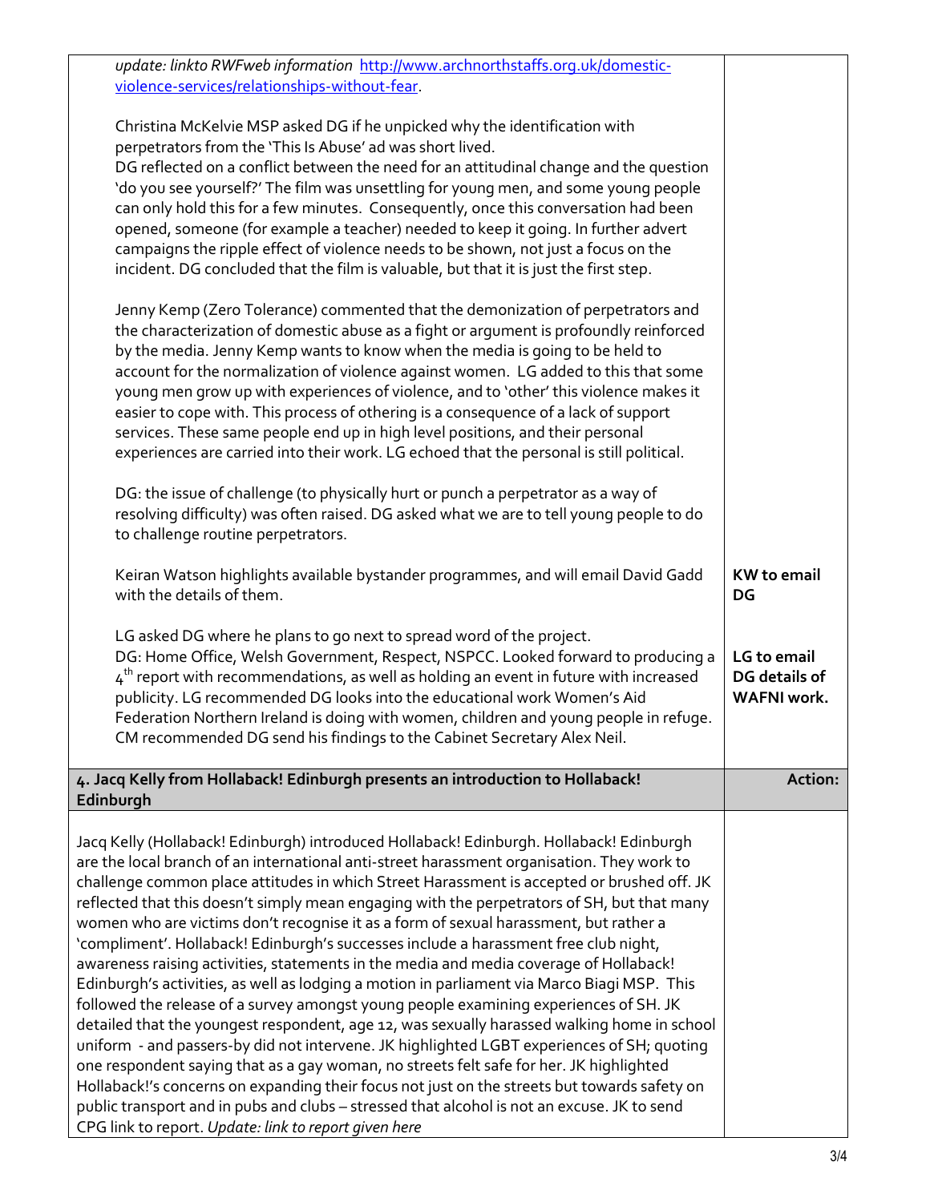| | |
|---|---|
| *update: linkto RWFweb information* http://www.archnorthstaffs.org.uk/domestic-violence-services/relationships-without-fear.<br><br>Christina McKelvie MSP asked DG if he unpicked why the identification with perpetrators from the 'This Is Abuse' ad was short lived.<br>DG reflected on a conflict between the need for an attitudinal change and the question 'do you see yourself?' The film was unsettling for young men, and some young people can only hold this for a few minutes. Consequently, once this conversation had been opened, someone (for example a teacher) needed to keep it going. In further advert campaigns the ripple effect of violence needs to be shown, not just a focus on the incident. DG concluded that the film is valuable, but that it is just the first step.<br><br>Jenny Kemp (Zero Tolerance) commented that the demonization of perpetrators and the characterization of domestic abuse as a fight or argument is profoundly reinforced by the media. Jenny Kemp wants to know when the media is going to be held to account for the normalization of violence against women. LG added to this that some young men grow up with experiences of violence, and to 'other' this violence makes it easier to cope with. This process of othering is a consequence of a lack of support services. These same people end up in high level positions, and their personal experiences are carried into their work. LG echoed that the personal is still political.<br><br>DG: the issue of challenge (to physically hurt or punch a perpetrator as a way of resolving difficulty) was often raised. DG asked what we are to tell young people to do to challenge routine perpetrators. | |
| Keiran Watson highlights available bystander programmes, and will email David Gadd with the details of them. | **KW to email DG** |
| LG asked DG where he plans to go next to spread word of the project.<br>DG: Home Office, Welsh Government, Respect, NSPCC. Looked forward to producing a 4th report with recommendations, as well as holding an event in future with increased publicity. LG recommended DG looks into the educational work Women's Aid Federation Northern Ireland is doing with women, children and young people in refuge. CM recommended DG send his findings to the Cabinet Secretary Alex Neil. | **LG to email DG details of WAFNI work.** |
| **4. Jacq Kelly from Hollaback! Edinburgh presents an introduction to Hollaback! Edinburgh** | **Action:** |
| Jacq Kelly (Hollaback! Edinburgh) introduced Hollaback! Edinburgh. Hollaback! Edinburgh are the local branch of an international anti-street harassment organisation. They work to challenge common place attitudes in which Street Harassment is accepted or brushed off. JK reflected that this doesn't simply mean engaging with the perpetrators of SH, but that many women who are victims don't recognise it as a form of sexual harassment, but rather a 'compliment'. Hollaback! Edinburgh's successes include a harassment free club night, awareness raising activities, statements in the media and media coverage of Hollaback! Edinburgh's activities, as well as lodging a motion in parliament via Marco Biagi MSP. This followed the release of a survey amongst young people examining experiences of SH. JK detailed that the youngest respondent, age 12, was sexually harassed walking home in school uniform - and passers-by did not intervene. JK highlighted LGBT experiences of SH; quoting one respondent saying that as a gay woman, no streets felt safe for her. JK highlighted Hollaback!'s concerns on expanding their focus not just on the streets but towards safety on public transport and in pubs and clubs – stressed that alcohol is not an excuse. JK to send CPG link to report. *Update: link to report given here* | |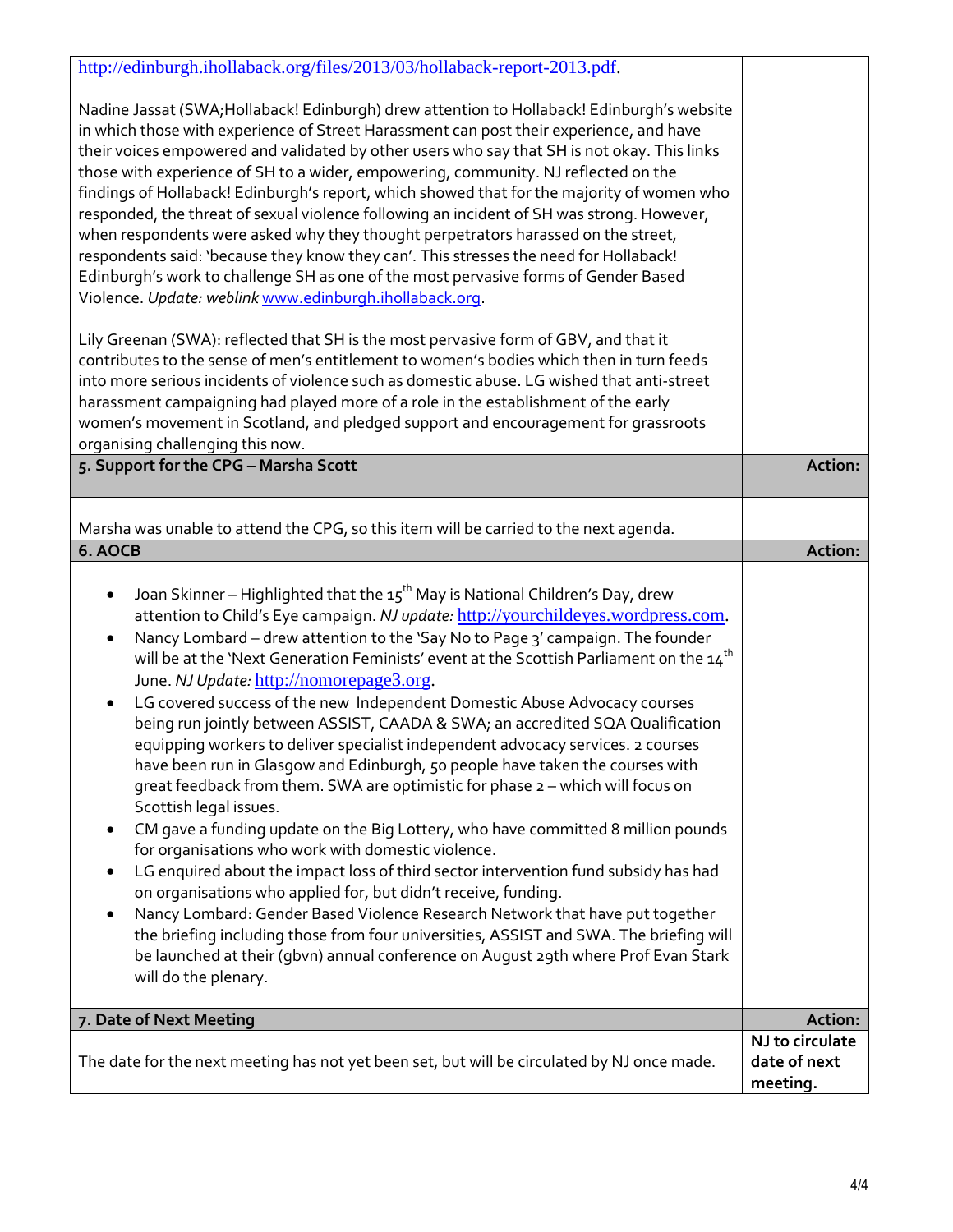| | |
|---|---|
| http://edinburgh.ihollaback.org/files/2013/03/hollaback-report-2013.pdf.<br><br>Nadine Jassat (SWA;Hollaback! Edinburgh) drew attention to Hollaback! Edinburgh's website in which those with experience of Street Harassment can post their experience, and have their voices empowered and validated by other users who say that SH is not okay. This links those with experience of SH to a wider, empowering, community. NJ reflected on the findings of Hollaback! Edinburgh's report, which showed that for the majority of women who responded, the threat of sexual violence following an incident of SH was strong. However, when respondents were asked why they thought perpetrators harassed on the street, respondents said: 'because they know they can'. This stresses the need for Hollaback! Edinburgh's work to challenge SH as one of the most pervasive forms of Gender Based Violence. *Update: weblink* www.edinburgh.ihollaback.org.<br><br>Lily Greenan (SWA): reflected that SH is the most pervasive form of GBV, and that it contributes to the sense of men's entitlement to women's bodies which then in turn feeds into more serious incidents of violence such as domestic abuse. LG wished that anti-street harassment campaigning had played more of a role in the establishment of the early women's movement in Scotland, and pledged support and encouragement for grassroots organising challenging this now. | |
| **5. Support for the CPG – Marsha Scott** | **Action:** |
| Marsha was unable to attend the CPG, so this item will be carried to the next agenda. | |
| **6. AOCB** | **Action:** |
| • Joan Skinner – Highlighted that the 15th May is National Children's Day, drew attention to Child's Eye campaign. *NJ update:* http://yourchildeyes.wordpress.com.<br>• Nancy Lombard – drew attention to the 'Say No to Page 3' campaign. The founder will be at the 'Next Generation Feminists' event at the Scottish Parliament on the 14th June. *NJ Update:* http://nomorepage3.org.<br>• LG covered success of the new Independent Domestic Abuse Advocacy courses being run jointly between ASSIST, CAADA & SWA; an accredited SQA Qualification equipping workers to deliver specialist independent advocacy services. 2 courses have been run in Glasgow and Edinburgh, 50 people have taken the courses with great feedback from them. SWA are optimistic for phase 2 – which will focus on Scottish legal issues.<br>• CM gave a funding update on the Big Lottery, who have committed 8 million pounds for organisations who work with domestic violence.<br>• LG enquired about the impact loss of third sector intervention fund subsidy has had on organisations who applied for, but didn't receive, funding.<br>• Nancy Lombard: Gender Based Violence Research Network that have put together the briefing including those from four universities, ASSIST and SWA. The briefing will be launched at their (gbvn) annual conference on August 29th where Prof Evan Stark will do the plenary. | |
| **7. Date of Next Meeting** | **Action:** |
| The date for the next meeting has not yet been set, but will be circulated by NJ once made. | **NJ to circulate date of next meeting.** |